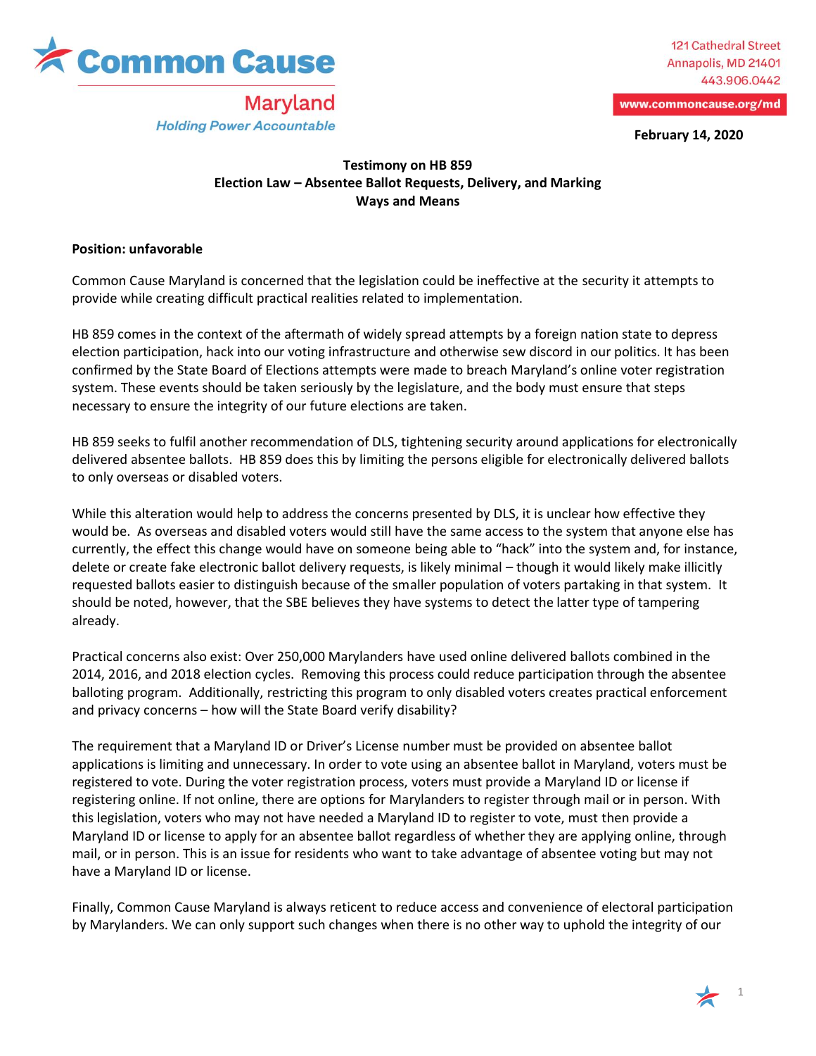Common Cause

Maryland

*Holding Power Accountable*

121 Cathedral Street
Annapolis, MD 21401
443.906.0442

www.commoncause.org/md

**February 14, 2020**

**Testimony on HB 859**
**Election Law – Absentee Ballot Requests, Delivery, and Marking**
**Ways and Means**

**Position: unfavorable**

Common Cause Maryland is concerned that the legislation could be ineffective at the security it attempts to provide while creating difficult practical realities related to implementation.

HB 859 comes in the context of the aftermath of widely spread attempts by a foreign nation state to depress election participation, hack into our voting infrastructure and otherwise sew discord in our politics. It has been confirmed by the State Board of Elections attempts were made to breach Maryland's online voter registration system. These events should be taken seriously by the legislature, and the body must ensure that steps necessary to ensure the integrity of our future elections are taken.

HB 859 seeks to fulfil another recommendation of DLS, tightening security around applications for electronically delivered absentee ballots. HB 859 does this by limiting the persons eligible for electronically delivered ballots to only overseas or disabled voters.

While this alteration would help to address the concerns presented by DLS, it is unclear how effective they would be. As overseas and disabled voters would still have the same access to the system that anyone else has currently, the effect this change would have on someone being able to "hack" into the system and, for instance, delete or create fake electronic ballot delivery requests, is likely minimal – though it would likely make illicitly requested ballots easier to distinguish because of the smaller population of voters partaking in that system. It should be noted, however, that the SBE believes they have systems to detect the latter type of tampering already.

Practical concerns also exist: Over 250,000 Marylanders have used online delivered ballots combined in the 2014, 2016, and 2018 election cycles. Removing this process could reduce participation through the absentee balloting program. Additionally, restricting this program to only disabled voters creates practical enforcement and privacy concerns – how will the State Board verify disability?

The requirement that a Maryland ID or Driver's License number must be provided on absentee ballot applications is limiting and unnecessary. In order to vote using an absentee ballot in Maryland, voters must be registered to vote. During the voter registration process, voters must provide a Maryland ID or license if registering online. If not online, there are options for Marylanders to register through mail or in person. With this legislation, voters who may not have needed a Maryland ID to register to vote, must then provide a Maryland ID or license to apply for an absentee ballot regardless of whether they are applying online, through mail, or in person. This is an issue for residents who want to take advantage of absentee voting but may not have a Maryland ID or license.

Finally, Common Cause Maryland is always reticent to reduce access and convenience of electoral participation by Marylanders. We can only support such changes when there is no other way to uphold the integrity of our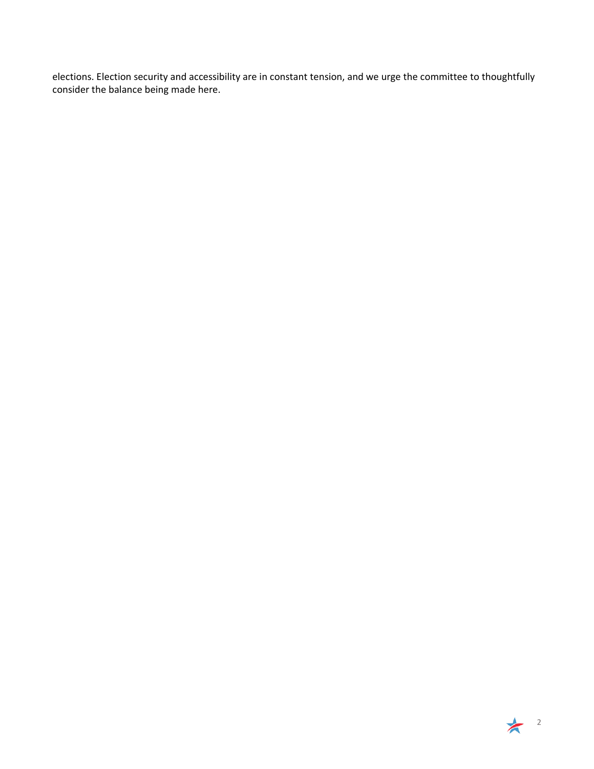elections. Election security and accessibility are in constant tension, and we urge the committee to thoughtfully consider the balance being made here.